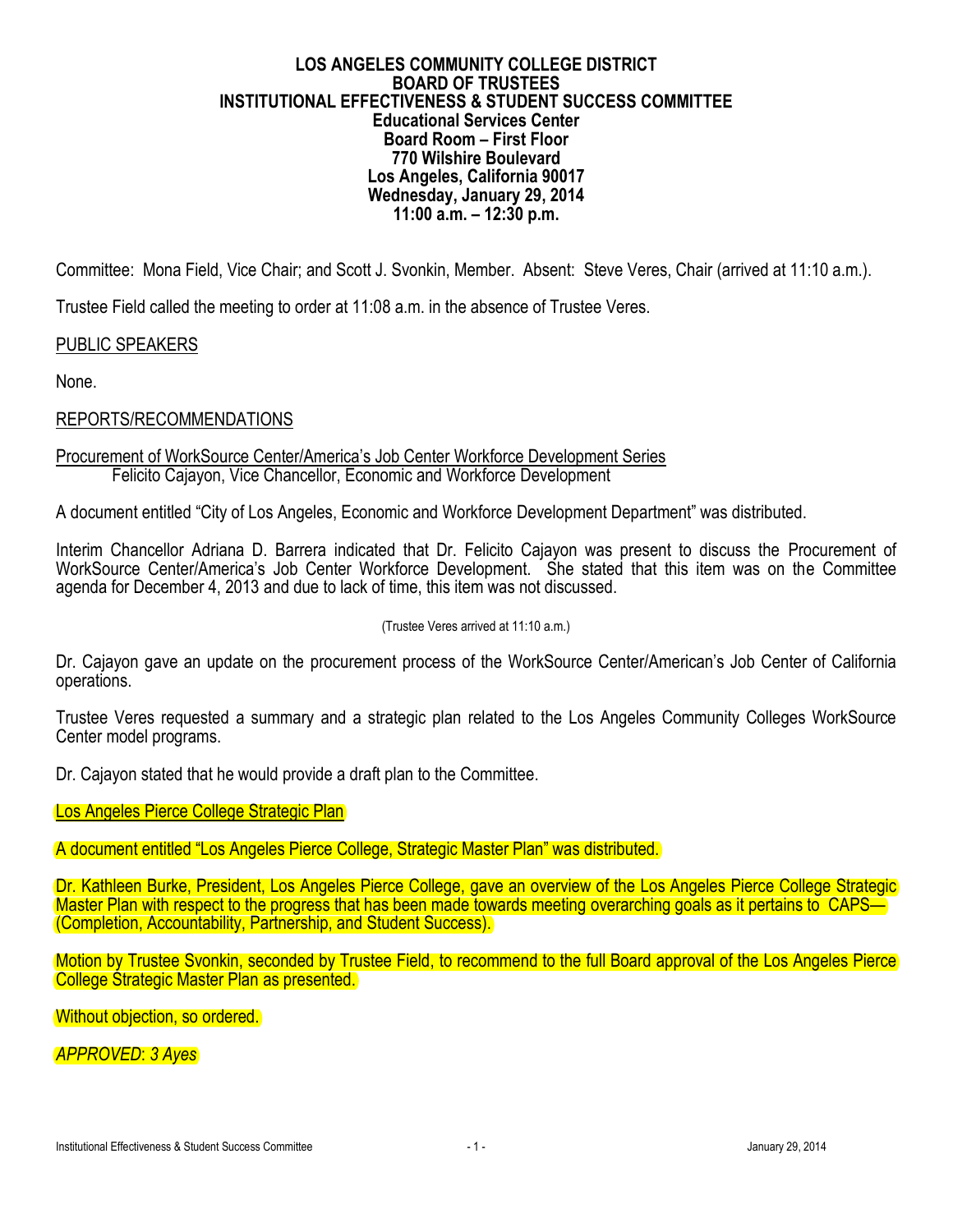**LOS ANGELES COMMUNITY COLLEGE DISTRICT**
**BOARD OF TRUSTEES**
**INSTITUTIONAL EFFECTIVENESS & STUDENT SUCCESS COMMITTEE**
**Educational Services Center**
**Board Room – First Floor**
**770 Wilshire Boulevard**
**Los Angeles, California 90017**
**Wednesday, January 29, 2014**
**11:00 a.m. – 12:30 p.m.**

Committee: Mona Field, Vice Chair; and Scott J. Svonkin, Member. Absent: Steve Veres, Chair (arrived at 11:10 a.m.).

Trustee Field called the meeting to order at 11:08 a.m. in the absence of Trustee Veres.

PUBLIC SPEAKERS

None.

REPORTS/RECOMMENDATIONS

Procurement of WorkSource Center/America's Job Center Workforce Development Series
Felicito Cajayon, Vice Chancellor, Economic and Workforce Development

A document entitled "City of Los Angeles, Economic and Workforce Development Department" was distributed.

Interim Chancellor Adriana D. Barrera indicated that Dr. Felicito Cajayon was present to discuss the Procurement of WorkSource Center/America's Job Center Workforce Development. She stated that this item was on the Committee agenda for December 4, 2013 and due to lack of time, this item was not discussed.

(Trustee Veres arrived at 11:10 a.m.)

Dr. Cajayon gave an update on the procurement process of the WorkSource Center/American's Job Center of California operations.

Trustee Veres requested a summary and a strategic plan related to the Los Angeles Community Colleges WorkSource Center model programs.

Dr. Cajayon stated that he would provide a draft plan to the Committee.

Los Angeles Pierce College Strategic Plan

A document entitled "Los Angeles Pierce College, Strategic Master Plan" was distributed.

Dr. Kathleen Burke, President, Los Angeles Pierce College, gave an overview of the Los Angeles Pierce College Strategic Master Plan with respect to the progress that has been made towards meeting overarching goals as it pertains to CAPS—(Completion, Accountability, Partnership, and Student Success).

Motion by Trustee Svonkin, seconded by Trustee Field, to recommend to the full Board approval of the Los Angeles Pierce College Strategic Master Plan as presented.

Without objection, so ordered.

*APPROVED: 3 Ayes*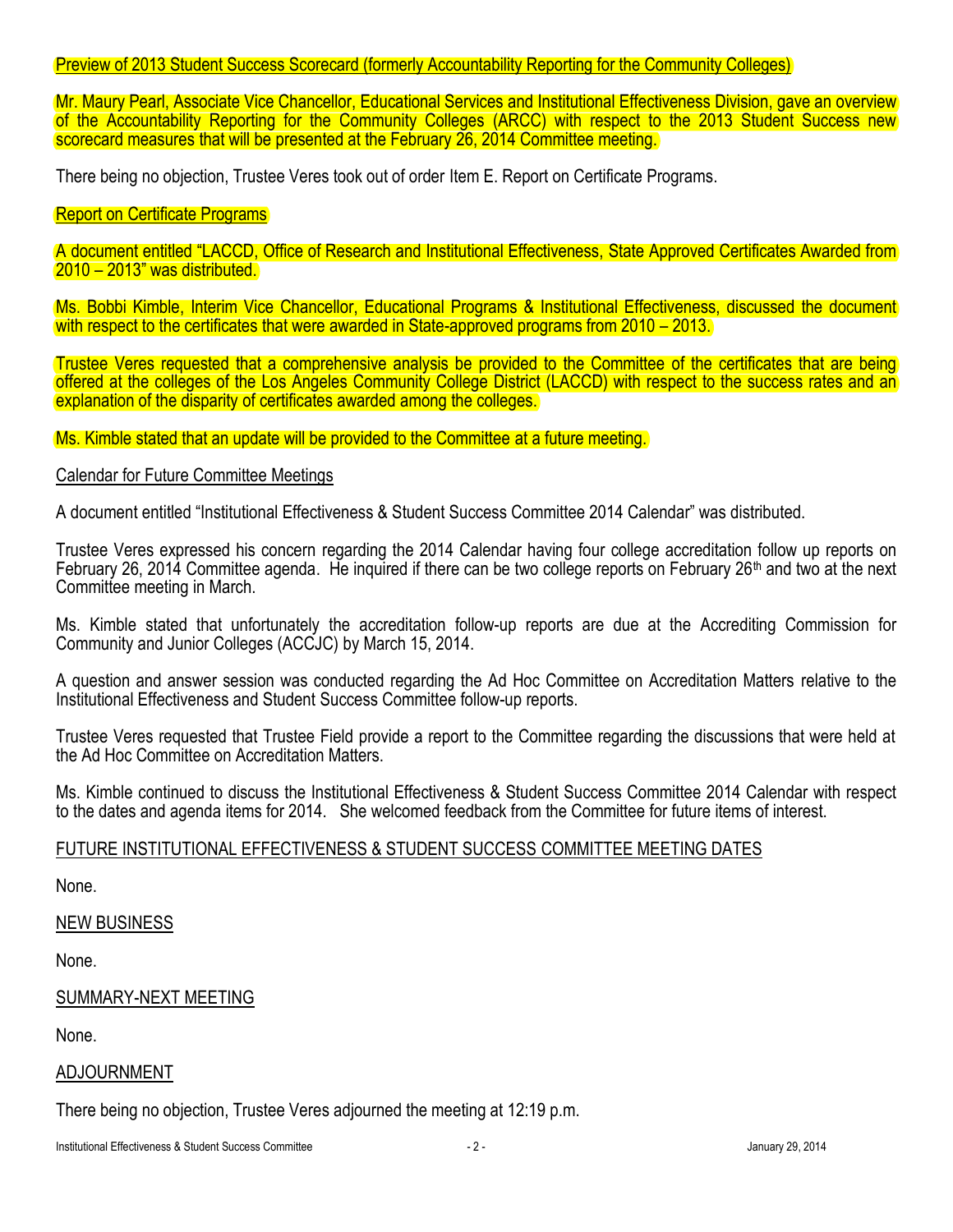Preview of 2013 Student Success Scorecard (formerly Accountability Reporting for the Community Colleges)

Mr. Maury Pearl, Associate Vice Chancellor, Educational Services and Institutional Effectiveness Division, gave an overview of the Accountability Reporting for the Community Colleges (ARCC) with respect to the 2013 Student Success new scorecard measures that will be presented at the February 26, 2014 Committee meeting.

There being no objection, Trustee Veres took out of order Item E. Report on Certificate Programs.

Report on Certificate Programs

A document entitled "LACCD, Office of Research and Institutional Effectiveness, State Approved Certificates Awarded from 2010 – 2013" was distributed.

Ms. Bobbi Kimble, Interim Vice Chancellor, Educational Programs & Institutional Effectiveness, discussed the document with respect to the certificates that were awarded in State-approved programs from 2010 – 2013.

Trustee Veres requested that a comprehensive analysis be provided to the Committee of the certificates that are being offered at the colleges of the Los Angeles Community College District (LACCD) with respect to the success rates and an explanation of the disparity of certificates awarded among the colleges.

Ms. Kimble stated that an update will be provided to the Committee at a future meeting.

Calendar for Future Committee Meetings

A document entitled "Institutional Effectiveness & Student Success Committee 2014 Calendar" was distributed.

Trustee Veres expressed his concern regarding the 2014 Calendar having four college accreditation follow up reports on February 26, 2014 Committee agenda. He inquired if there can be two college reports on February 26th and two at the next Committee meeting in March.

Ms. Kimble stated that unfortunately the accreditation follow-up reports are due at the Accrediting Commission for Community and Junior Colleges (ACCJC) by March 15, 2014.

A question and answer session was conducted regarding the Ad Hoc Committee on Accreditation Matters relative to the Institutional Effectiveness and Student Success Committee follow-up reports.

Trustee Veres requested that Trustee Field provide a report to the Committee regarding the discussions that were held at the Ad Hoc Committee on Accreditation Matters.

Ms. Kimble continued to discuss the Institutional Effectiveness & Student Success Committee 2014 Calendar with respect to the dates and agenda items for 2014. She welcomed feedback from the Committee for future items of interest.

## FUTURE INSTITUTIONAL EFFECTIVENESS & STUDENT SUCCESS COMMITTEE MEETING DATES

None.

## NEW BUSINESS

None.

## SUMMARY-NEXT MEETING

None.

## ADJOURNMENT

There being no objection, Trustee Veres adjourned the meeting at 12:19 p.m.